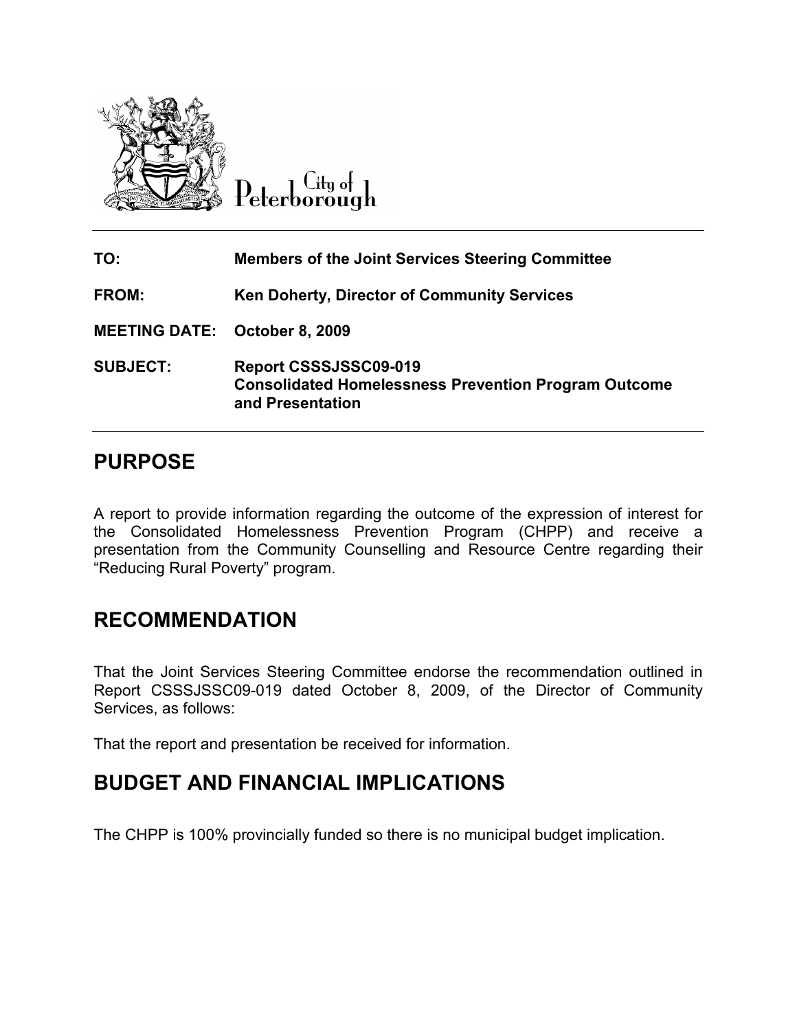City of Peterborough

| | |
|---|---|
| **TO:** | **Members of the Joint Services Steering Committee** |
| **FROM:** | **Ken Doherty, Director of Community Services** |
| **MEETING DATE:** | **October 8, 2009** |
| **SUBJECT:** | **Report CSSSJSSC09-019**<br>**Consolidated Homelessness Prevention Program Outcome and Presentation** |

## PURPOSE

A report to provide information regarding the outcome of the expression of interest for the Consolidated Homelessness Prevention Program (CHPP) and receive a presentation from the Community Counselling and Resource Centre regarding their "Reducing Rural Poverty" program.

## RECOMMENDATION

That the Joint Services Steering Committee endorse the recommendation outlined in Report CSSSJSSC09-019 dated October 8, 2009, of the Director of Community Services, as follows:

That the report and presentation be received for information.

## BUDGET AND FINANCIAL IMPLICATIONS

The CHPP is 100% provincially funded so there is no municipal budget implication.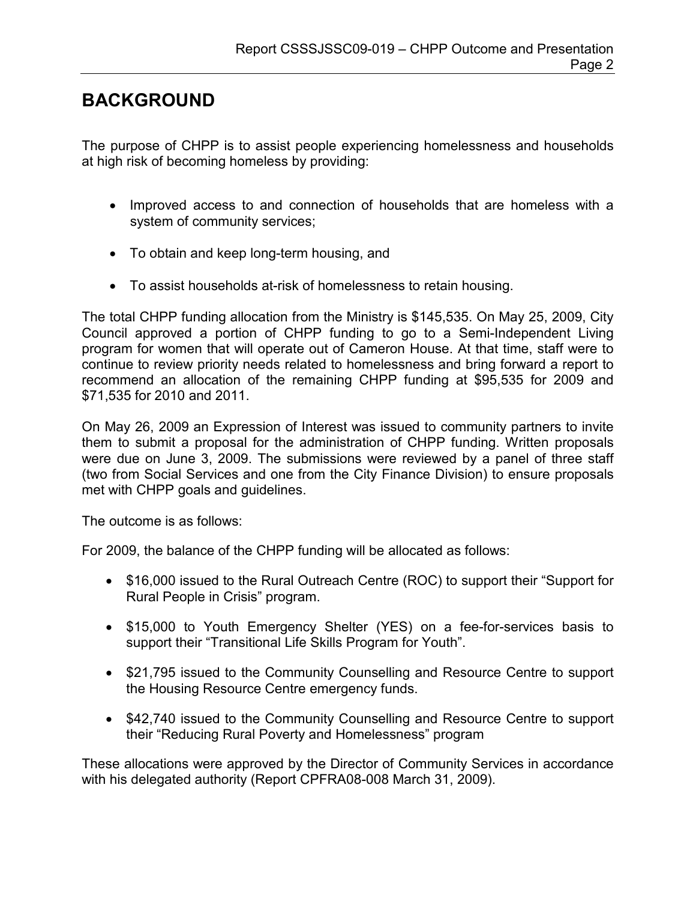## BACKGROUND

The purpose of CHPP is to assist people experiencing homelessness and households at high risk of becoming homeless by providing:

- Improved access to and connection of households that are homeless with a system of community services;
- To obtain and keep long-term housing, and
- To assist households at-risk of homelessness to retain housing.

The total CHPP funding allocation from the Ministry is $145,535. On May 25, 2009, City Council approved a portion of CHPP funding to go to a Semi-Independent Living program for women that will operate out of Cameron House. At that time, staff were to continue to review priority needs related to homelessness and bring forward a report to recommend an allocation of the remaining CHPP funding at $95,535 for 2009 and $71,535 for 2010 and 2011.

On May 26, 2009 an Expression of Interest was issued to community partners to invite them to submit a proposal for the administration of CHPP funding. Written proposals were due on June 3, 2009. The submissions were reviewed by a panel of three staff (two from Social Services and one from the City Finance Division) to ensure proposals met with CHPP goals and guidelines.

The outcome is as follows:

For 2009, the balance of the CHPP funding will be allocated as follows:

- $16,000 issued to the Rural Outreach Centre (ROC) to support their "Support for Rural People in Crisis" program.
- $15,000 to Youth Emergency Shelter (YES) on a fee-for-services basis to support their "Transitional Life Skills Program for Youth".
- $21,795 issued to the Community Counselling and Resource Centre to support the Housing Resource Centre emergency funds.
- $42,740 issued to the Community Counselling and Resource Centre to support their "Reducing Rural Poverty and Homelessness" program

These allocations were approved by the Director of Community Services in accordance with his delegated authority (Report CPFRA08-008 March 31, 2009).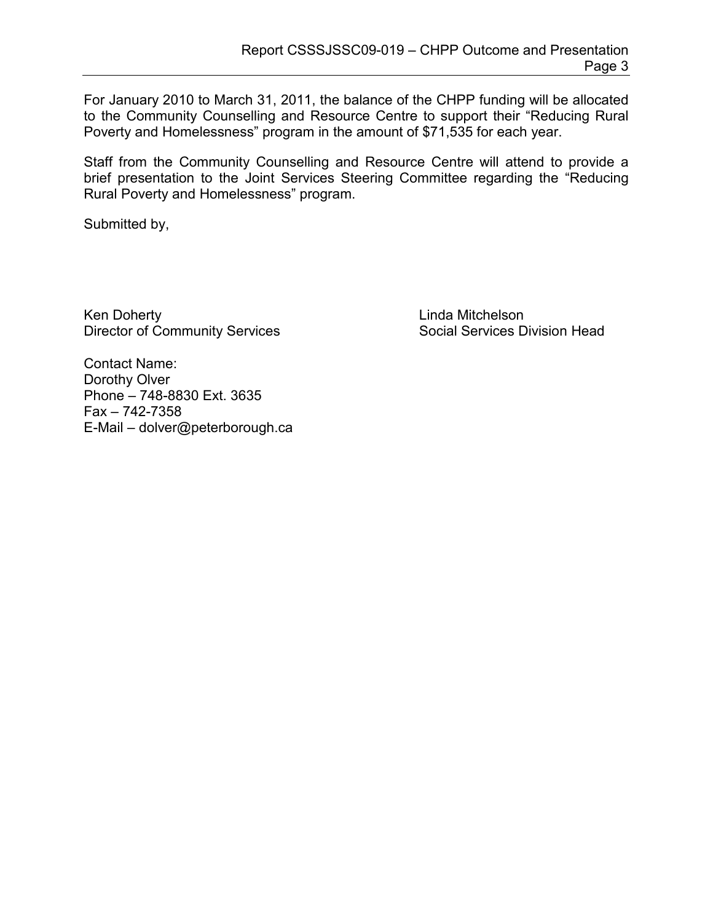For January 2010 to March 31, 2011, the balance of the CHPP funding will be allocated to the Community Counselling and Resource Centre to support their "Reducing Rural Poverty and Homelessness" program in the amount of $71,535 for each year.

Staff from the Community Counselling and Resource Centre will attend to provide a brief presentation to the Joint Services Steering Committee regarding the "Reducing Rural Poverty and Homelessness" program.

Submitted by,

Ken Doherty
Director of Community Services

Linda Mitchelson
Social Services Division Head

Contact Name:
Dorothy Olver
Phone – 748-8830 Ext. 3635
Fax – 742-7358
E-Mail – dolver@peterborough.ca